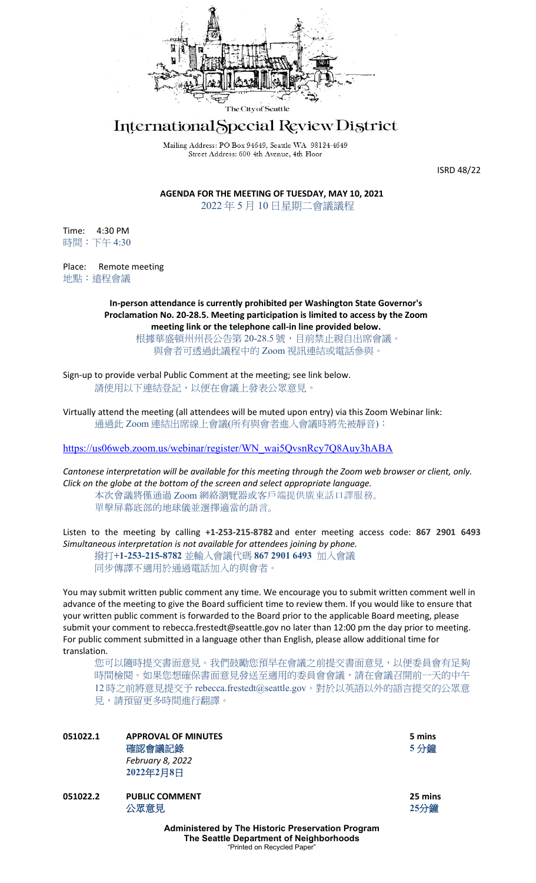The City of Seattle

# International Special Review District

Mailing Address: PO Box 94649, Seattle WA 98124-4649
Street Address: 600 4th Avenue, 4th Floor

ISRD 48/22

**AGENDA FOR THE MEETING OF TUESDAY, MAY 10, 2021**
2022 年 5 月 10 日星期二會議議程

Time: 4:30 PM
時間：下午 4:30

Place: Remote meeting
地點：遠程會議

**In-person attendance is currently prohibited per Washington State Governor's Proclamation No. 20-28.5. Meeting participation is limited to access by the Zoom meeting link or the telephone call-in line provided below.**
根據華盛頓州州長公告第 20-28.5 號，目前禁止親自出席會議。
與會者可透過此議程中的 Zoom 視訊連結或電話參與。

Sign-up to provide verbal Public Comment at the meeting; see link below.
請使用以下連結登記，以便在會議上發表公眾意見。

Virtually attend the meeting (all attendees will be muted upon entry) via this Zoom Webinar link:
通過此 Zoom 連結出席線上會議(所有與會者進入會議時將先被靜音)：

https://us06web.zoom.us/webinar/register/WN_wai5QvsnRcy7Q8Auy3hABA

*Cantonese interpretation will be available for this meeting through the Zoom web browser or client, only. Click on the globe at the bottom of the screen and select appropriate language.*
本次會議將僅通過 Zoom 網絡瀏覽器或客戶端提供廣東話口譯服務。
單擊屏幕底部的地球儀並選擇適當的語言。

Listen to the meeting by calling **+1-253-215-8782** and enter meeting access code: **867 2901 6493**
*Simultaneous interpretation is not available for attendees joining by phone.*
撥打**+1-253-215-8782** 並輸入會議代碼 **867 2901 6493** 加入會議
同步傳譯不適用於通過電話加入的與會者。

You may submit written public comment any time. We encourage you to submit written comment well in advance of the meeting to give the Board sufficient time to review them. If you would like to ensure that your written public comment is forwarded to the Board prior to the applicable Board meeting, please submit your comment to rebecca.frestedt@seattle.gov no later than 12:00 pm the day prior to meeting. For public comment submitted in a language other than English, please allow additional time for translation.

您可以隨時提交書面意見。我們鼓勵您預早在會議之前提交書面意見，以便委員會有足夠時間檢閱。如果您想確保書面意見發送至適用的委員會會議，請在會議召開前一天的中午 12 時之前將意見提交予 rebecca.frestedt@seattle.gov。對於以英語以外的語言提交的公眾意見，請預留更多時間進行翻譯。

| | | |
|---|---|---|
| **051022.1** | **APPROVAL OF MINUTES**<br>**確認會議記錄**<br>*February 8, 2022*<br>**2022年2月8日** | **5 mins**<br>**5 分鐘** |
| **051022.2** | **PUBLIC COMMENT**<br>**公眾意見** | **25 mins**<br>**25分鐘** |

**Administered by The Historic Preservation Program**
**The Seattle Department of Neighborhoods**
"Printed on Recycled Paper"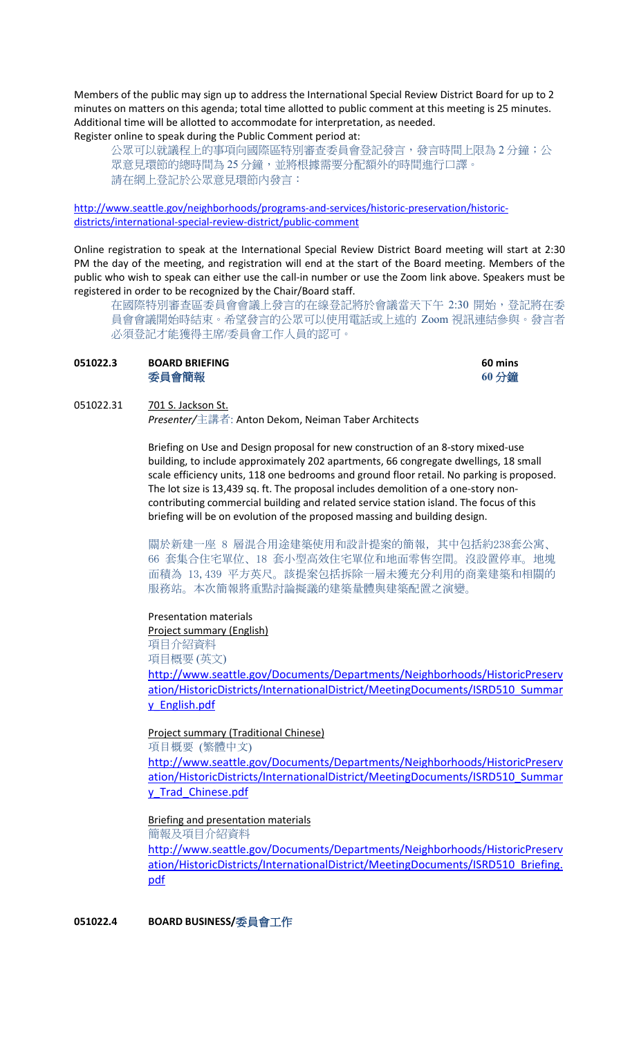Members of the public may sign up to address the International Special Review District Board for up to 2 minutes on matters on this agenda; total time allotted to public comment at this meeting is 25 minutes. Additional time will be allotted to accommodate for interpretation, as needed.
Register online to speak during the Public Comment period at:

公眾可以就議程上的事項向國際區特別審查委員會登記發言，發言時間上限為 2 分鐘；公眾意見環節的總時間為 25 分鐘，並將根據需要分配額外的時間進行口譯。
請在網上登記於公眾意見環節內發言：

http://www.seattle.gov/neighborhoods/programs-and-services/historic-preservation/historic-districts/international-special-review-district/public-comment

Online registration to speak at the International Special Review District Board meeting will start at 2:30 PM the day of the meeting, and registration will end at the start of the Board meeting. Members of the public who wish to speak can either use the call-in number or use the Zoom link above. Speakers must be registered in order to be recognized by the Chair/Board staff.

在國際特別審查區委員會會議上發言的在線登記將於會議當天下午 2:30 開始，登記將在委員會會議開始時結束。希望發言的公眾可以使用電話或上述的 Zoom 視訊連結參與。發言者必須登記才能獲得主席/委員會工作人員的認可。

**051022.3 BOARD BRIEFING** **60 mins**
**委員會簡報** **60 分鐘**

051022.31 701 S. Jackson St.
*Presenter/主講者*: Anton Dekom, Neiman Taber Architects

Briefing on Use and Design proposal for new construction of an 8-story mixed-use building, to include approximately 202 apartments, 66 congregate dwellings, 18 small scale efficiency units, 118 one bedrooms and ground floor retail. No parking is proposed. The lot size is 13,439 sq. ft. The proposal includes demolition of a one-story non-contributing commercial building and related service station island. The focus of this briefing will be on evolution of the proposed massing and building design.

關於新建一座 8 層混合用途建築使用和設計提案的簡報，其中包括約238套公寓、66 套集合住宅單位、18 套小型高效住宅單位和地面零售空間。沒設置停車。地塊面積為 13,439 平方英尺。該提案包括拆除一層未獲充分利用的商業建築和相關的服務站。本次簡報將重點討論擬議的建築量體與建築配置之演變。

Presentation materials
Project summary (English)
項目介紹資料
項目概要 (英文)
http://www.seattle.gov/Documents/Departments/Neighborhoods/HistoricPreservation/HistoricDistricts/InternationalDistrict/MeetingDocuments/ISRD510_Summary_English.pdf

Project summary (Traditional Chinese)
項目概要 (繁體中文)
http://www.seattle.gov/Documents/Departments/Neighborhoods/HistoricPreservation/HistoricDistricts/InternationalDistrict/MeetingDocuments/ISRD510_Summary_Trad_Chinese.pdf

Briefing and presentation materials
簡報及項目介紹資料
http://www.seattle.gov/Documents/Departments/Neighborhoods/HistoricPreservation/HistoricDistricts/InternationalDistrict/MeetingDocuments/ISRD510_Briefing.pdf

**051022.4 BOARD BUSINESS/委員會工作**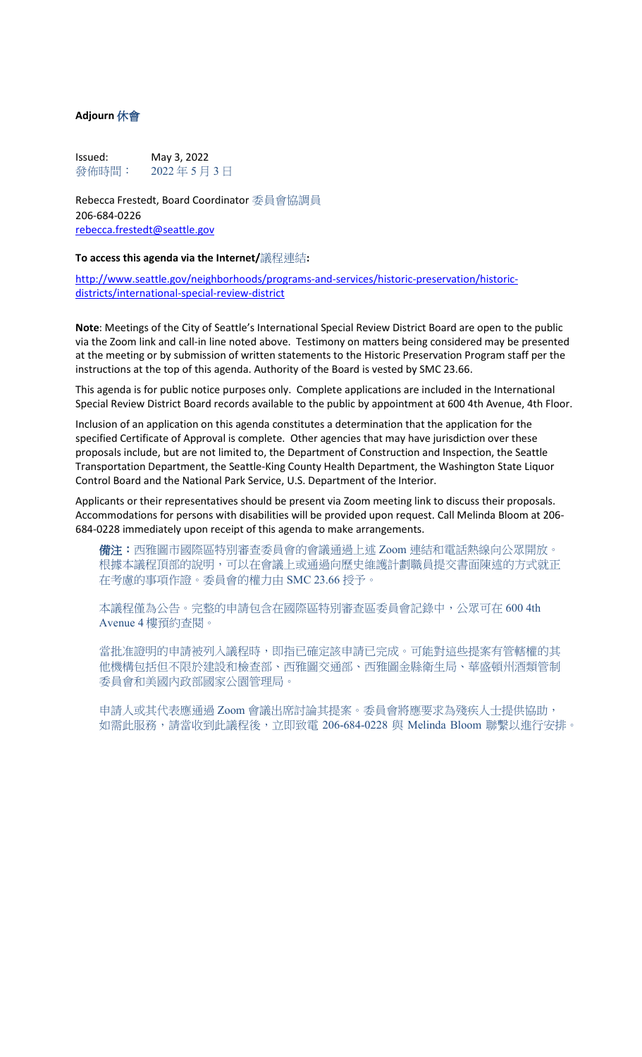**Adjourn 休會**

Issued: May 3, 2022
發佈時間： 2022 年 5 月 3 日

Rebecca Frestedt, Board Coordinator 委員會協調員
206-684-0226
rebecca.frestedt@seattle.gov

**To access this agenda via the Internet/**議程連結**:**

http://www.seattle.gov/neighborhoods/programs-and-services/historic-preservation/historic-districts/international-special-review-district

**Note**: Meetings of the City of Seattle's International Special Review District Board are open to the public via the Zoom link and call-in line noted above. Testimony on matters being considered may be presented at the meeting or by submission of written statements to the Historic Preservation Program staff per the instructions at the top of this agenda. Authority of the Board is vested by SMC 23.66.

This agenda is for public notice purposes only. Complete applications are included in the International Special Review District Board records available to the public by appointment at 600 4th Avenue, 4th Floor.

Inclusion of an application on this agenda constitutes a determination that the application for the specified Certificate of Approval is complete. Other agencies that may have jurisdiction over these proposals include, but are not limited to, the Department of Construction and Inspection, the Seattle Transportation Department, the Seattle-King County Health Department, the Washington State Liquor Control Board and the National Park Service, U.S. Department of the Interior.

Applicants or their representatives should be present via Zoom meeting link to discuss their proposals. Accommodations for persons with disabilities will be provided upon request. Call Melinda Bloom at 206-684-0228 immediately upon receipt of this agenda to make arrangements.

**備注：**西雅圖市國際區特別審查委員會的會議通過上述 Zoom 連結和電話熱線向公眾開放。根據本議程頂部的說明，可以在會議上或通過向歷史維護計劃職員提交書面陳述的方式就正在考慮的事項作證。委員會的權力由 SMC 23.66 授予。

本議程僅為公告。完整的申請包含在國際區特別審查區委員會記錄中，公眾可在 600 4th Avenue 4 樓預約查閱。

當批准證明的申請被列入議程時，即指已確定該申請已完成。可能對這些提案有管轄權的其他機構包括但不限於建設和檢查部、西雅圖交通部、西雅圖金縣衛生局、華盛頓州酒類管制委員會和美國內政部國家公園管理局。

申請人或其代表應通過 Zoom 會議出席討論其提案。委員會將應要求為殘疾人士提供協助，如需此服務，請當收到此議程後，立即致電 206-684-0228 與 Melinda Bloom 聯繫以進行安排。